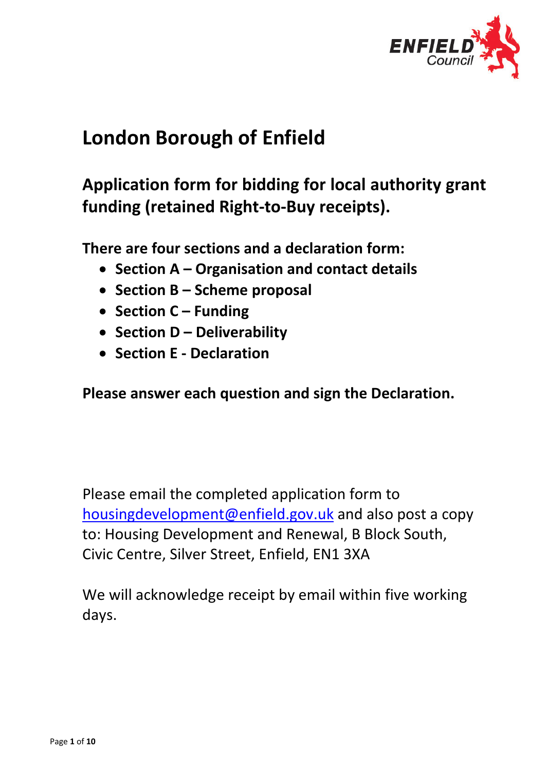# London Borough of Enfield

## Application form for bidding for local authority grant funding (retained Right-to-Buy receipts).

**There are four sections and a declaration form:**

- **Section A – Organisation and contact details**
- **Section B – Scheme proposal**
- **Section C – Funding**
- **Section D – Deliverability**
- **Section E - Declaration**

**Please answer each question and sign the Declaration.**

Please email the completed application form to housingdevelopment@enfield.gov.uk and also post a copy to: Housing Development and Renewal, B Block South, Civic Centre, Silver Street, Enfield, EN1 3XA

We will acknowledge receipt by email within five working days.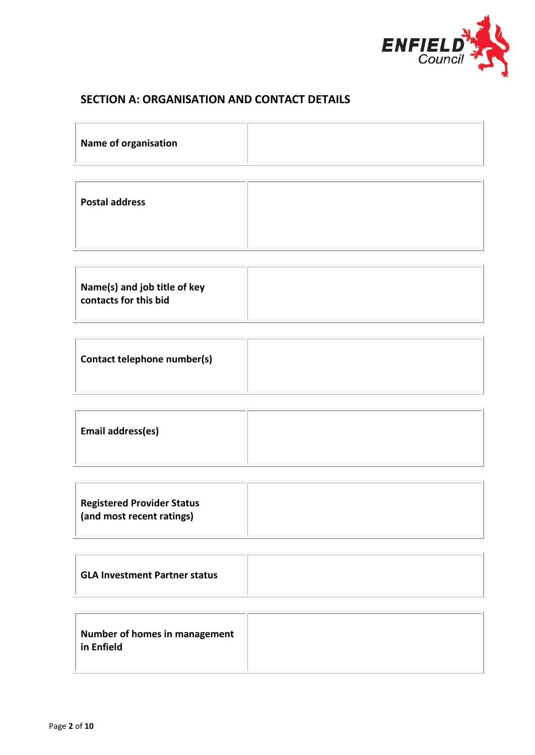## SECTION A: ORGANISATION AND CONTACT DETAILS

| | |
|---|---|
| **Name of organisation** | |
| **Postal address** | |
| **Name(s) and job title of key contacts for this bid** | |
| **Contact telephone number(s)** | |
| **Email address(es)** | |
| **Registered Provider Status (and most recent ratings)** | |
| **GLA Investment Partner status** | |
| **Number of homes in management in Enfield** | |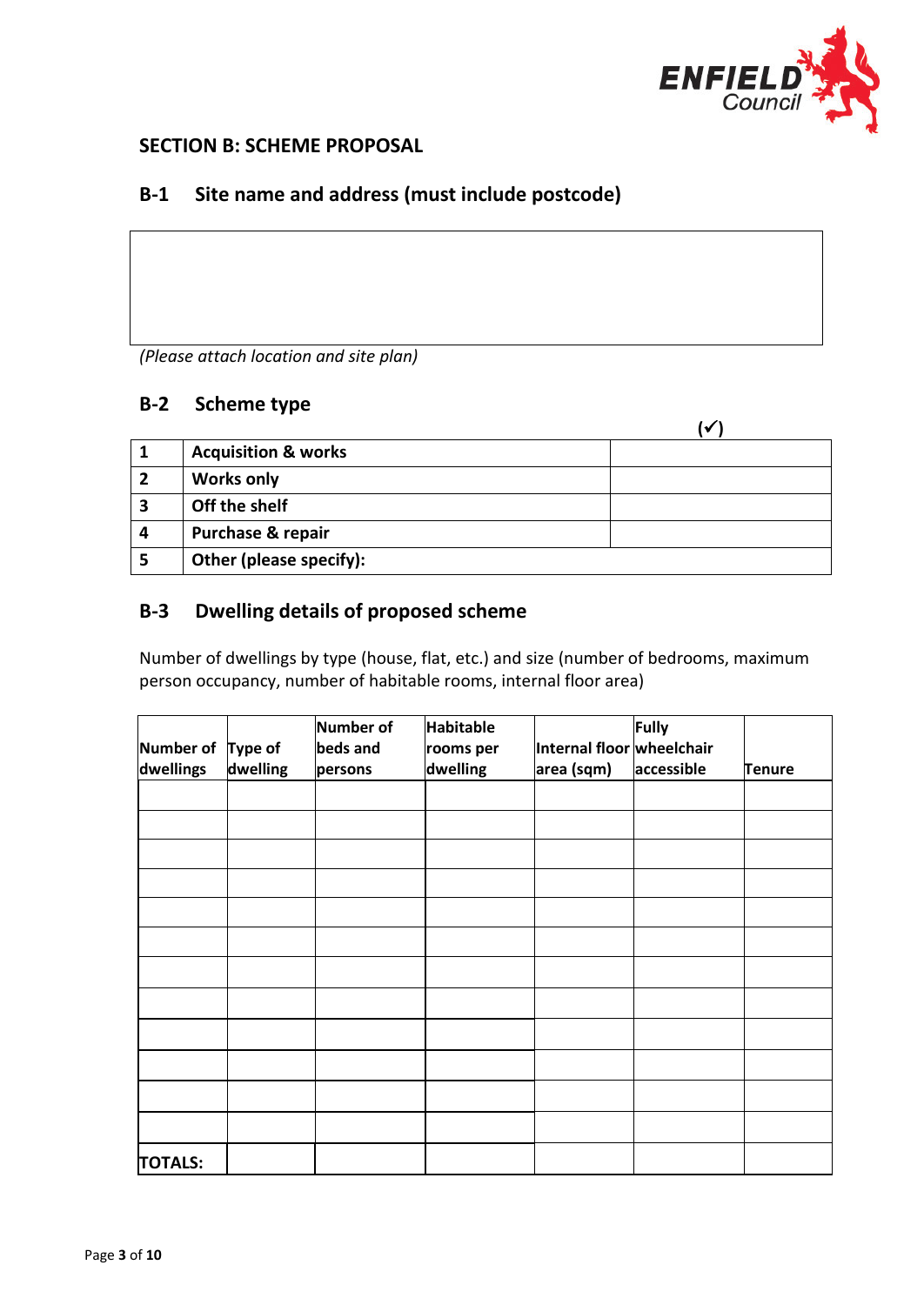## SECTION B: SCHEME PROPOSAL

### B-1 Site name and address (must include postcode)

| |
|---|
| |

*(Please attach location and site plan)*

### B-2 Scheme type

| | | (✓) |
|---|---|---|
| 1 | **Acquisition & works** | |
| 2 | **Works only** | |
| 3 | **Off the shelf** | |
| 4 | **Purchase & repair** | |
| 5 | **Other (please specify):** | |

### B-3 Dwelling details of proposed scheme

Number of dwellings by type (house, flat, etc.) and size (number of bedrooms, maximum person occupancy, number of habitable rooms, internal floor area)

| Number of dwellings | Type of dwelling | Number of beds and persons | Habitable rooms per dwelling | Internal floor area (sqm) | Fully wheelchair accessible | Tenure |
|---|---|---|---|---|---|---|
| | | | | | | |
| | | | | | | |
| | | | | | | |
| | | | | | | |
| | | | | | | |
| | | | | | | |
| | | | | | | |
| | | | | | | |
| | | | | | | |
| | | | | | | |
| | | | | | | |
| | | | | | | |
| **TOTALS:** | | | | | | |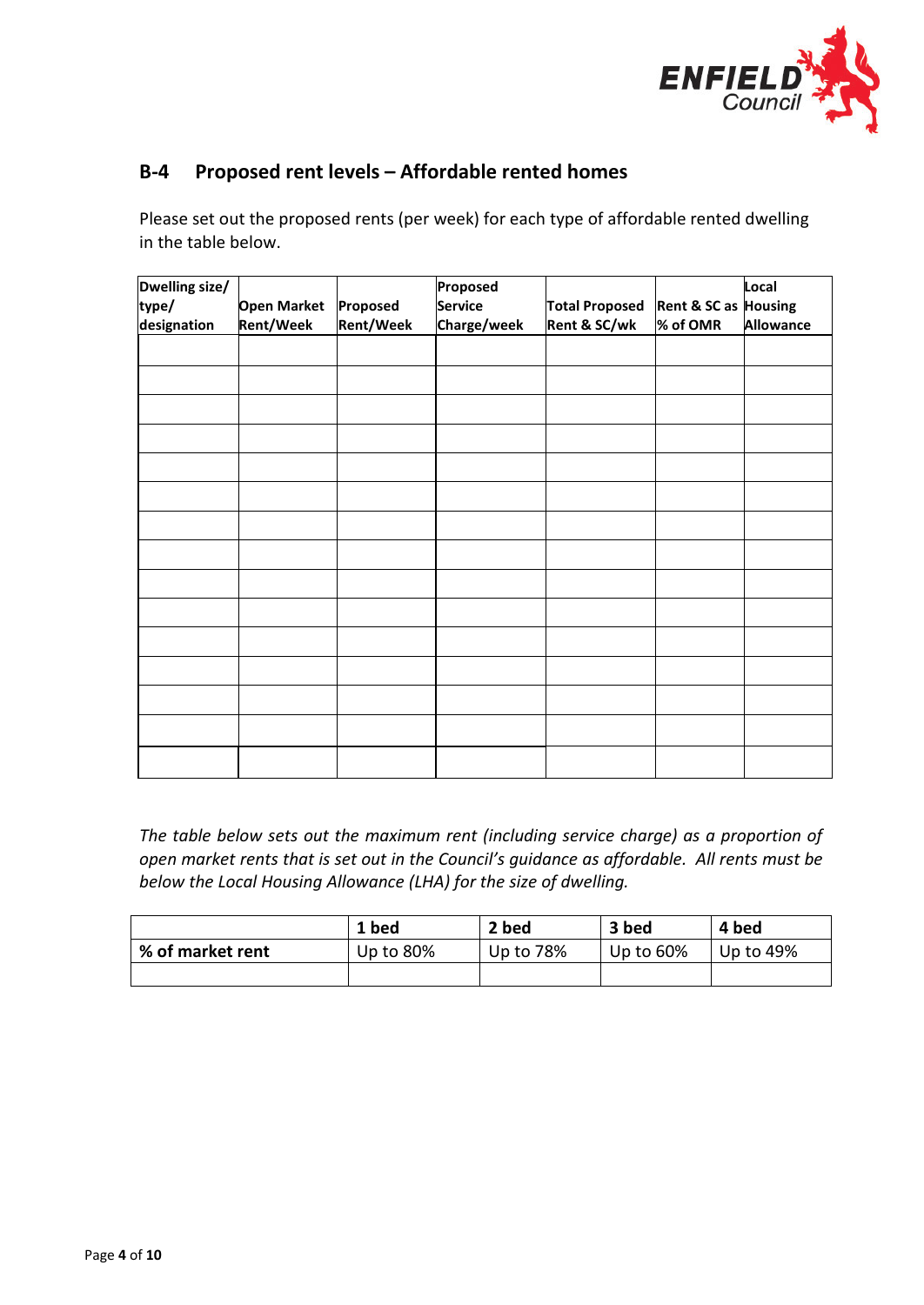## B-4 Proposed rent levels – Affordable rented homes

Please set out the proposed rents (per week) for each type of affordable rented dwelling in the table below.

| Dwelling size/ type/ designation | Open Market Rent/Week | Proposed Rent/Week | Proposed Service Charge/week | Total Proposed Rent & SC/wk | Rent & SC as % of OMR | Local Housing Allowance |
|---|---|---|---|---|---|---|
| | | | | | | |
| | | | | | | |
| | | | | | | |
| | | | | | | |
| | | | | | | |
| | | | | | | |
| | | | | | | |
| | | | | | | |
| | | | | | | |
| | | | | | | |
| | | | | | | |
| | | | | | | |
| | | | | | | |
| | | | | | | |
| | | | | | | |

*The table below sets out the maximum rent (including service charge) as a proportion of open market rents that is set out in the Council's guidance as affordable. All rents must be below the Local Housing Allowance (LHA) for the size of dwelling.*

| | **1 bed** | **2 bed** | **3 bed** | **4 bed** |
|---|---|---|---|---|
| **% of market rent** | Up to 80% | Up to 78% | Up to 60% | Up to 49% |
| | | | | |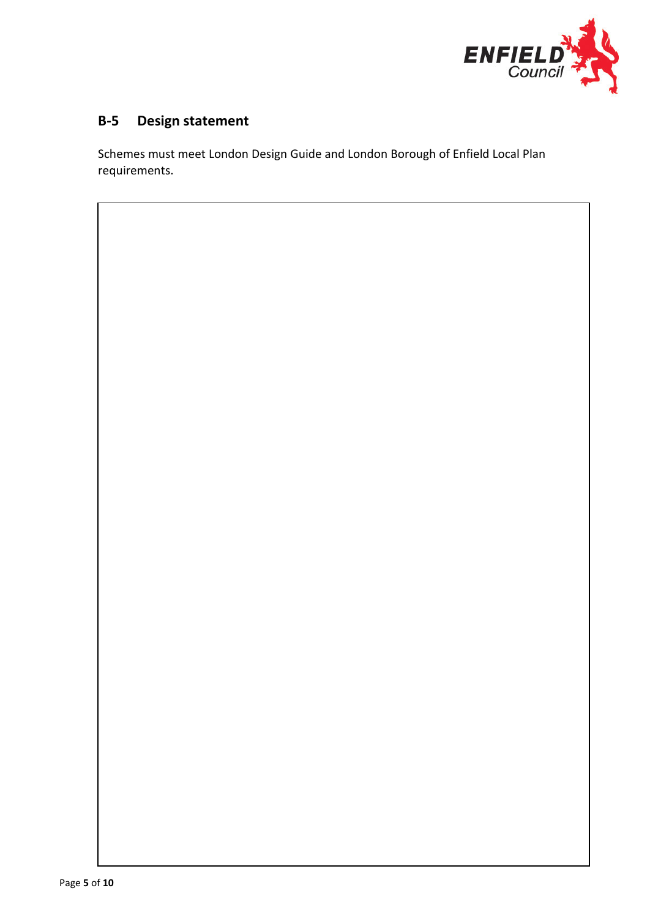## B-5 Design statement

Schemes must meet London Design Guide and London Borough of Enfield Local Plan requirements.

| |
|---|
| |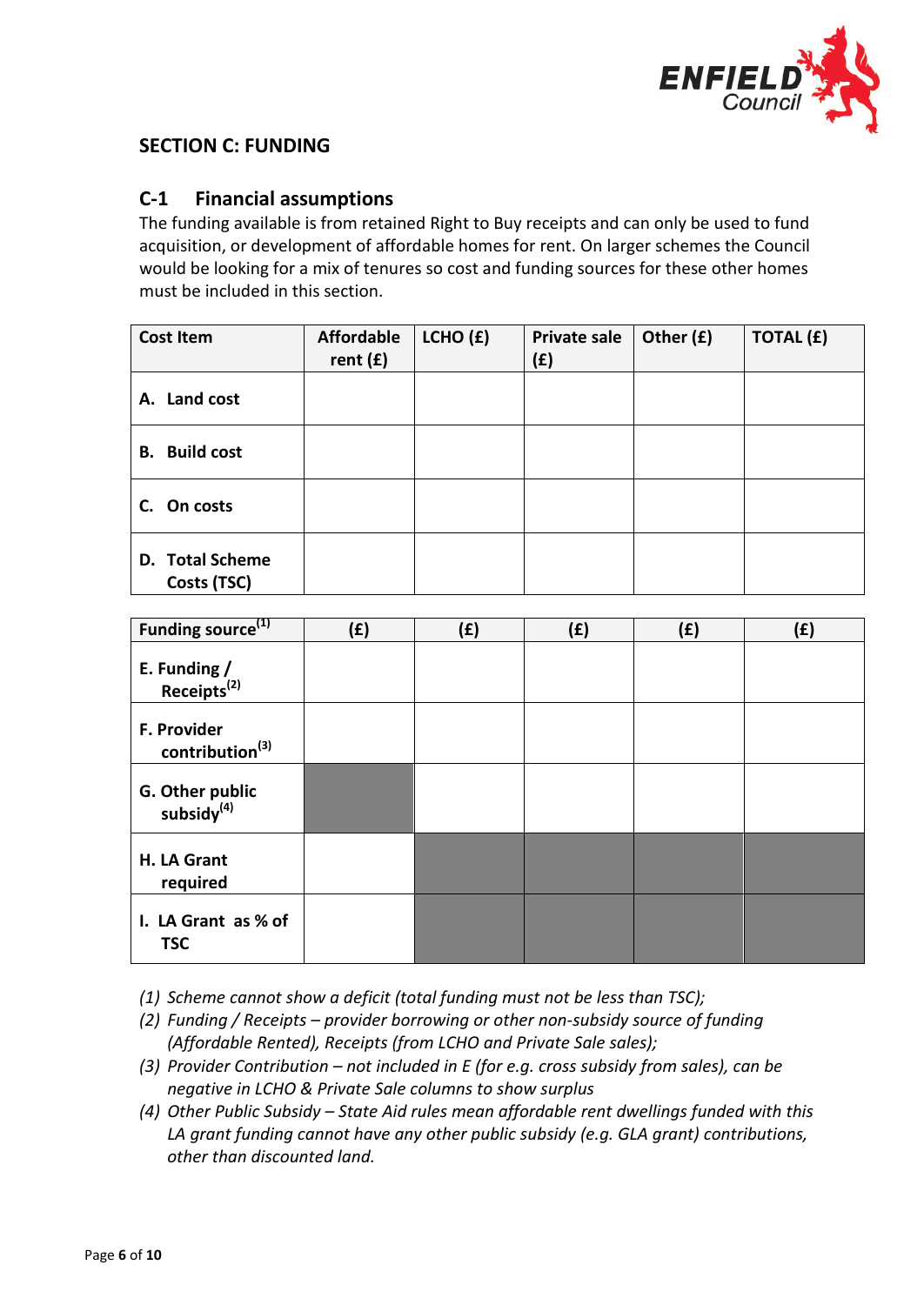## SECTION C: FUNDING

### C-1 Financial assumptions

The funding available is from retained Right to Buy receipts and can only be used to fund acquisition, or development of affordable homes for rent. On larger schemes the Council would be looking for a mix of tenures so cost and funding sources for these other homes must be included in this section.

| Cost Item | Affordable rent (£) | LCHO (£) | Private sale (£) | Other (£) | TOTAL (£) |
|---|---|---|---|---|---|
| A. Land cost | | | | | |
| B. Build cost | | | | | |
| C. On costs | | | | | |
| D. Total Scheme Costs (TSC) | | | | | |

| Funding source[1] | (£) | (£) | (£) | (£) | (£) |
|---|---|---|---|---|---|
| E. Funding / Receipts[2] | | | | | |
| F. Provider contribution[3] | | | | | |
| G. Other public subsidy[4] | | | | | |
| H. LA Grant required | | | | | |
| I. LA Grant as % of TSC | | | | | |

*(1) Scheme cannot show a deficit (total funding must not be less than TSC);*

*(2) Funding / Receipts – provider borrowing or other non-subsidy source of funding (Affordable Rented), Receipts (from LCHO and Private Sale sales);*

*(3) Provider Contribution – not included in E (for e.g. cross subsidy from sales), can be negative in LCHO & Private Sale columns to show surplus*

*(4) Other Public Subsidy – State Aid rules mean affordable rent dwellings funded with this LA grant funding cannot have any other public subsidy (e.g. GLA grant) contributions, other than discounted land.*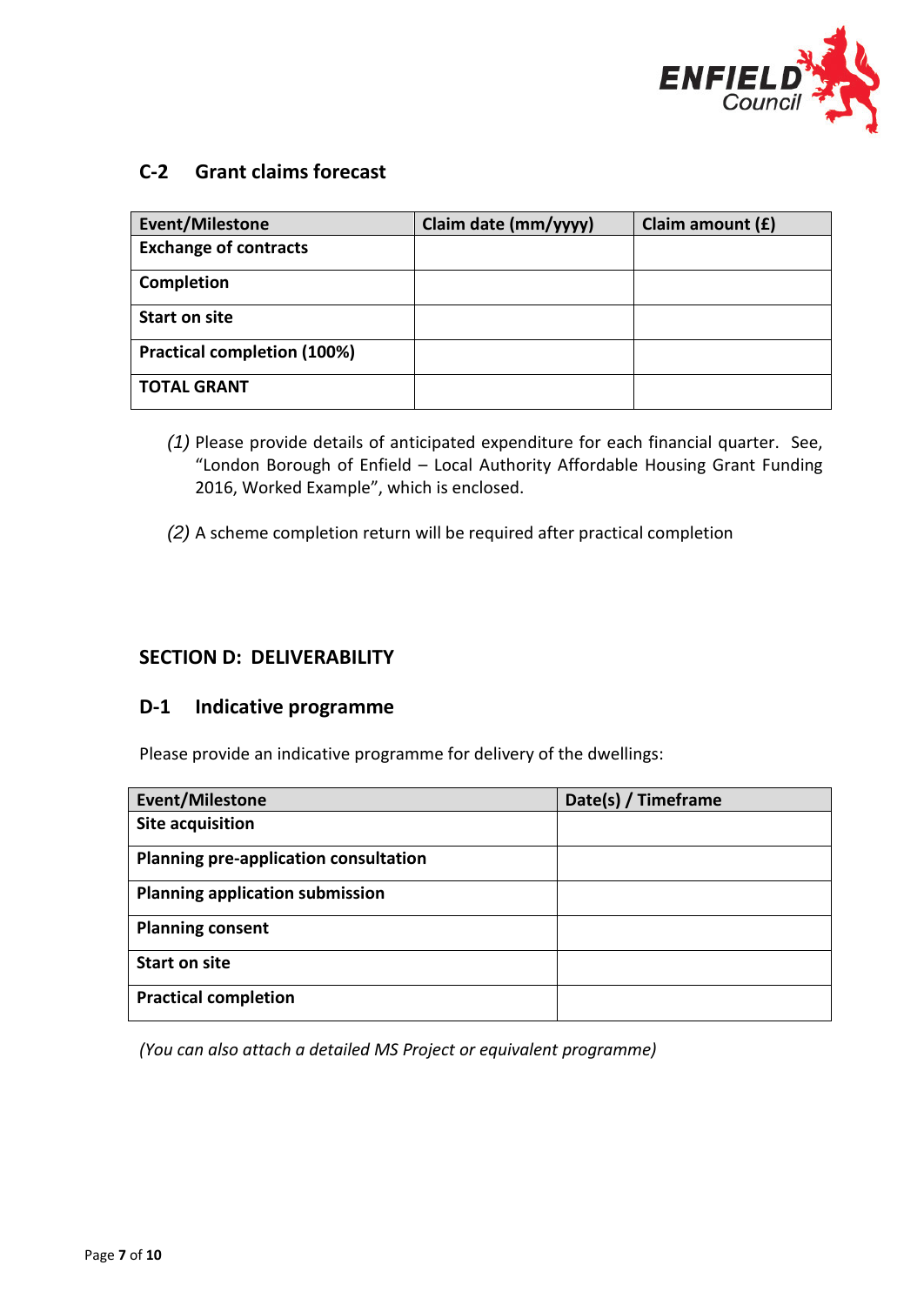## C-2 Grant claims forecast

| Event/Milestone | Claim date (mm/yyyy) | Claim amount (£) |
|---|---|---|
| **Exchange of contracts** | | |
| **Completion** | | |
| **Start on site** | | |
| **Practical completion (100%)** | | |
| **TOTAL GRANT** | | |

*(1)* Please provide details of anticipated expenditure for each financial quarter. See, "London Borough of Enfield – Local Authority Affordable Housing Grant Funding 2016, Worked Example", which is enclosed.

*(2)* A scheme completion return will be required after practical completion

## SECTION D: DELIVERABILITY

## D-1 Indicative programme

Please provide an indicative programme for delivery of the dwellings:

| Event/Milestone | Date(s) / Timeframe |
|---|---|
| **Site acquisition** | |
| **Planning pre-application consultation** | |
| **Planning application submission** | |
| **Planning consent** | |
| **Start on site** | |
| **Practical completion** | |

*(You can also attach a detailed MS Project or equivalent programme)*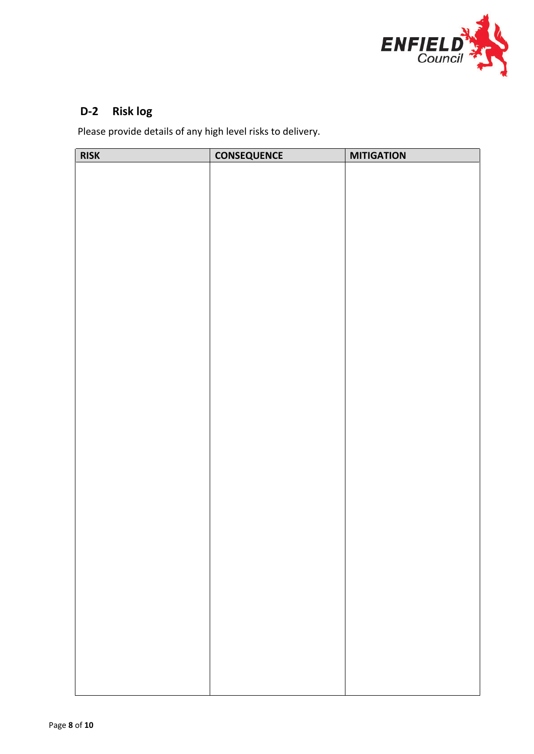## D-2 Risk log

Please provide details of any high level risks to delivery.

| RISK | CONSEQUENCE | MITIGATION |
|---|---|---|
| | | |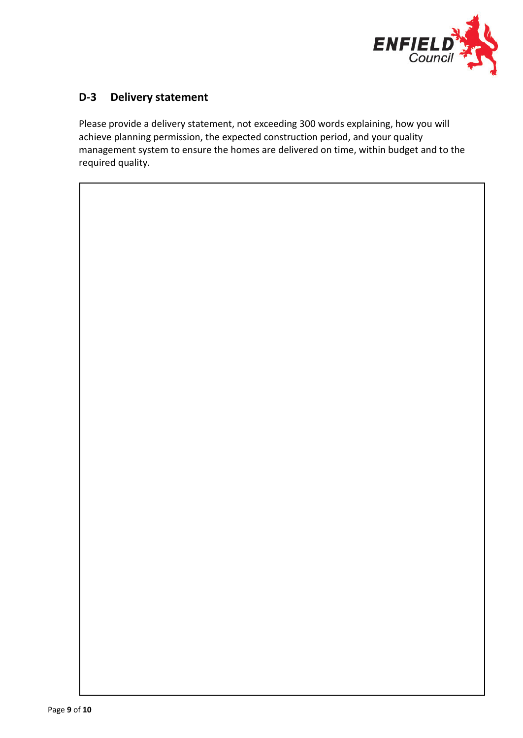## D-3 Delivery statement

Please provide a delivery statement, not exceeding 300 words explaining, how you will achieve planning permission, the expected construction period, and your quality management system to ensure the homes are delivered on time, within budget and to the required quality.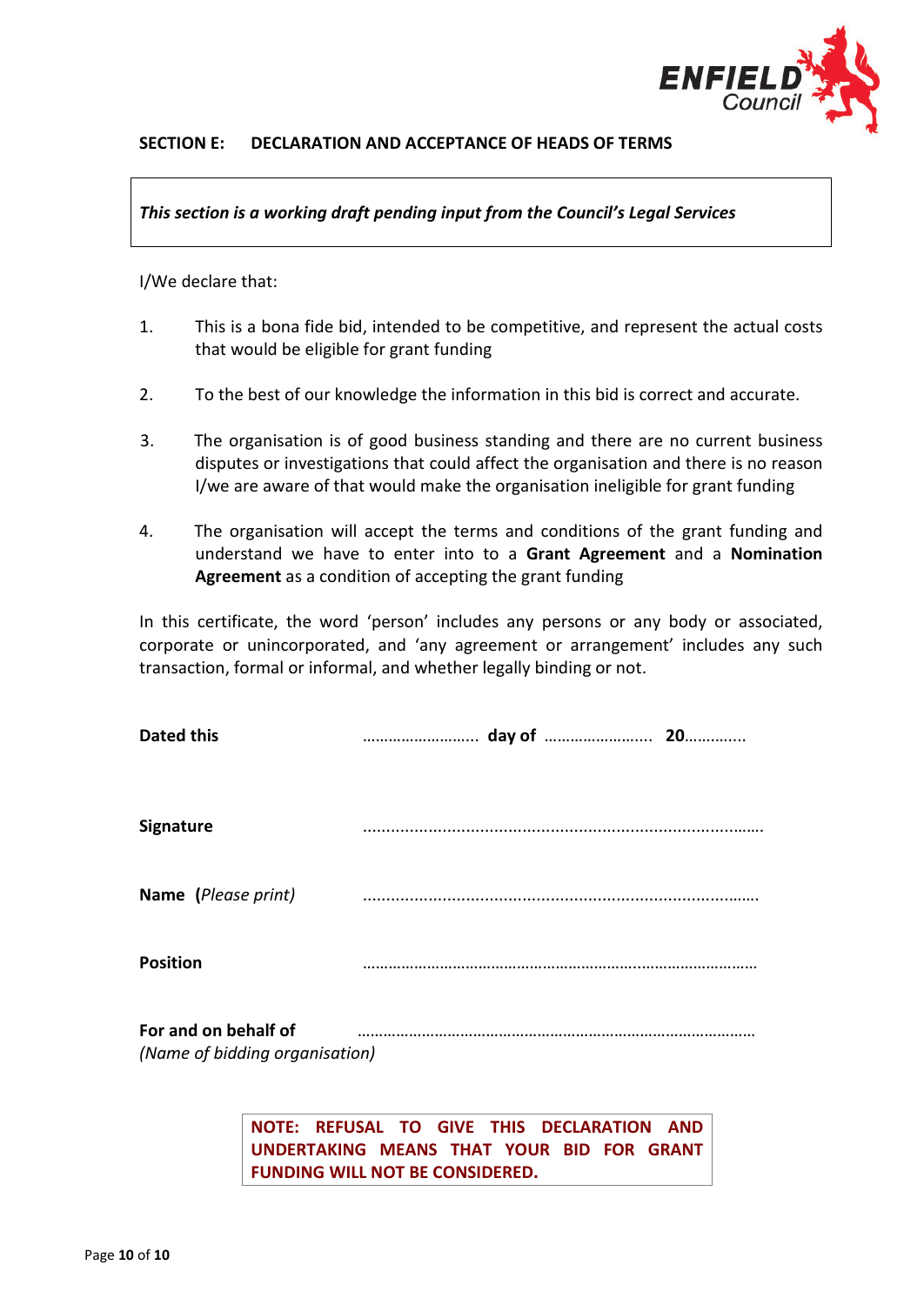## SECTION E: DECLARATION AND ACCEPTANCE OF HEADS OF TERMS

***This section is a working draft pending input from the Council's Legal Services***

I/We declare that:

1. This is a bona fide bid, intended to be competitive, and represent the actual costs that would be eligible for grant funding

2. To the best of our knowledge the information in this bid is correct and accurate.

3. The organisation is of good business standing and there are no current business disputes or investigations that could affect the organisation and there is no reason I/we are aware of that would make the organisation ineligible for grant funding

4. The organisation will accept the terms and conditions of the grant funding and understand we have to enter into to a **Grant Agreement** and a **Nomination Agreement** as a condition of accepting the grant funding

In this certificate, the word 'person' includes any persons or any body or associated, corporate or unincorporated, and 'any agreement or arrangement' includes any such transaction, formal or informal, and whether legally binding or not.

**Dated this** ……………………… **day of** …………………… **20**…………..

**Signature** ……………………………………………………………………………

**Name** (*Please print*) ……………………………………………………………………………

**Position** ……………………………………………………………………………

**For and on behalf of** ……………………………………………………………………………
*(Name of bidding organisation)*

**NOTE: REFUSAL TO GIVE THIS DECLARATION AND UNDERTAKING MEANS THAT YOUR BID FOR GRANT FUNDING WILL NOT BE CONSIDERED.**